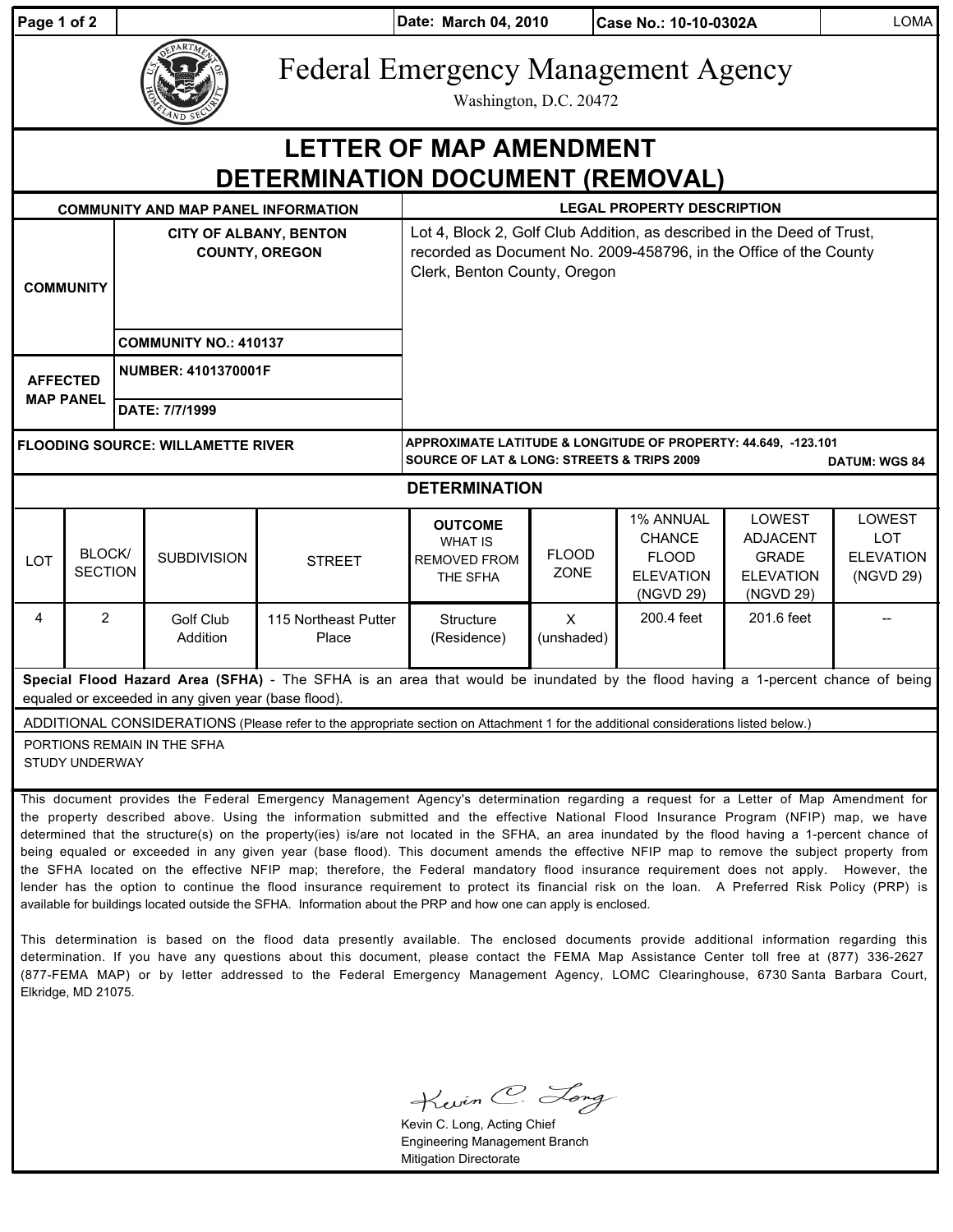Date: March 04, 2010 | Case No.: 10-10-0302A | LOMA

# Federal Emergency Management Agency

Washington, D.C. 20472

# LETTER OF MAP AMENDMENT DETERMINATION DOCUMENT (REMOVAL)

| COMMUNITY AND MAP PANEL INFORMATION | | LEGAL PROPERTY DESCRIPTION |
|---|---|---|
| COMMUNITY | CITY OF ALBANY, BENTON COUNTY, OREGON | Lot 4, Block 2, Golf Club Addition, as described in the Deed of Trust, recorded as Document No. 2009-458796, in the Office of the County Clerk, Benton County, Oregon |
| | COMMUNITY NO.: 410137 | |
| AFFECTED MAP PANEL | NUMBER: 4101370001F | |
| | DATE: 7/7/1999 | |

**FLOODING SOURCE: WILLAMETTE RIVER**

**APPROXIMATE LATITUDE & LONGITUDE OF PROPERTY: 44.649, -123.101**
**SOURCE OF LAT & LONG: STREETS & TRIPS 2009** **DATUM: WGS 84**

## DETERMINATION

| LOT | BLOCK/ SECTION | SUBDIVISION | STREET | OUTCOME WHAT IS REMOVED FROM THE SFHA | FLOOD ZONE | 1% ANNUAL CHANCE FLOOD ELEVATION (NGVD 29) | LOWEST ADJACENT GRADE ELEVATION (NGVD 29) | LOWEST LOT ELEVATION (NGVD 29) |
|---|---|---|---|---|---|---|---|---|
| 4 | 2 | Golf Club Addition | 115 Northeast Putter Place | Structure (Residence) | X (unshaded) | 200.4 feet | 201.6 feet | -- |

**Special Flood Hazard Area (SFHA)** - The SFHA is an area that would be inundated by the flood having a 1-percent chance of being equaled or exceeded in any given year (base flood).

ADDITIONAL CONSIDERATIONS (Please refer to the appropriate section on Attachment 1 for the additional considerations listed below.)

PORTIONS REMAIN IN THE SFHA
STUDY UNDERWAY

This document provides the Federal Emergency Management Agency's determination regarding a request for a Letter of Map Amendment for the property described above. Using the information submitted and the effective National Flood Insurance Program (NFIP) map, we have determined that the structure(s) on the property(ies) is/are not located in the SFHA, an area inundated by the flood having a 1-percent chance of being equaled or exceeded in any given year (base flood). This document amends the effective NFIP map to remove the subject property from the SFHA located on the effective NFIP map; therefore, the Federal mandatory flood insurance requirement does not apply. However, the lender has the option to continue the flood insurance requirement to protect its financial risk on the loan. A Preferred Risk Policy (PRP) is available for buildings located outside the SFHA. Information about the PRP and how one can apply is enclosed.

This determination is based on the flood data presently available. The enclosed documents provide additional information regarding this determination. If you have any questions about this document, please contact the FEMA Map Assistance Center toll free at (877) 336-2627 (877-FEMA MAP) or by letter addressed to the Federal Emergency Management Agency, LOMC Clearinghouse, 6730 Santa Barbara Court, Elkridge, MD 21075.

Kevin C. Long, Acting Chief
Engineering Management Branch
Mitigation Directorate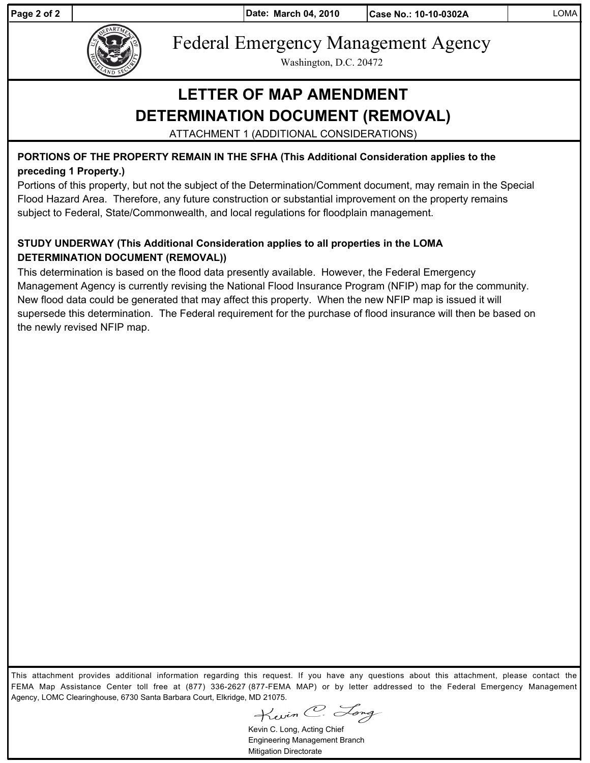Date: March 04, 2010 | Case No.: 10-10-0302A | LOMA

# Federal Emergency Management Agency

Washington, D.C. 20472

## LETTER OF MAP AMENDMENT DETERMINATION DOCUMENT (REMOVAL)

ATTACHMENT 1 (ADDITIONAL CONSIDERATIONS)

**PORTIONS OF THE PROPERTY REMAIN IN THE SFHA (This Additional Consideration applies to the preceding 1 Property.)**

Portions of this property, but not the subject of the Determination/Comment document, may remain in the Special Flood Hazard Area. Therefore, any future construction or substantial improvement on the property remains subject to Federal, State/Commonwealth, and local regulations for floodplain management.

**STUDY UNDERWAY (This Additional Consideration applies to all properties in the LOMA DETERMINATION DOCUMENT (REMOVAL))**

This determination is based on the flood data presently available. However, the Federal Emergency Management Agency is currently revising the National Flood Insurance Program (NFIP) map for the community. New flood data could be generated that may affect this property. When the new NFIP map is issued it will supersede this determination. The Federal requirement for the purchase of flood insurance will then be based on the newly revised NFIP map.

This attachment provides additional information regarding this request. If you have any questions about this attachment, please contact the FEMA Map Assistance Center toll free at (877) 336-2627 (877-FEMA MAP) or by letter addressed to the Federal Emergency Management Agency, LOMC Clearinghouse, 6730 Santa Barbara Court, Elkridge, MD 21075.

Kevin C. Long, Acting Chief
Engineering Management Branch
Mitigation Directorate